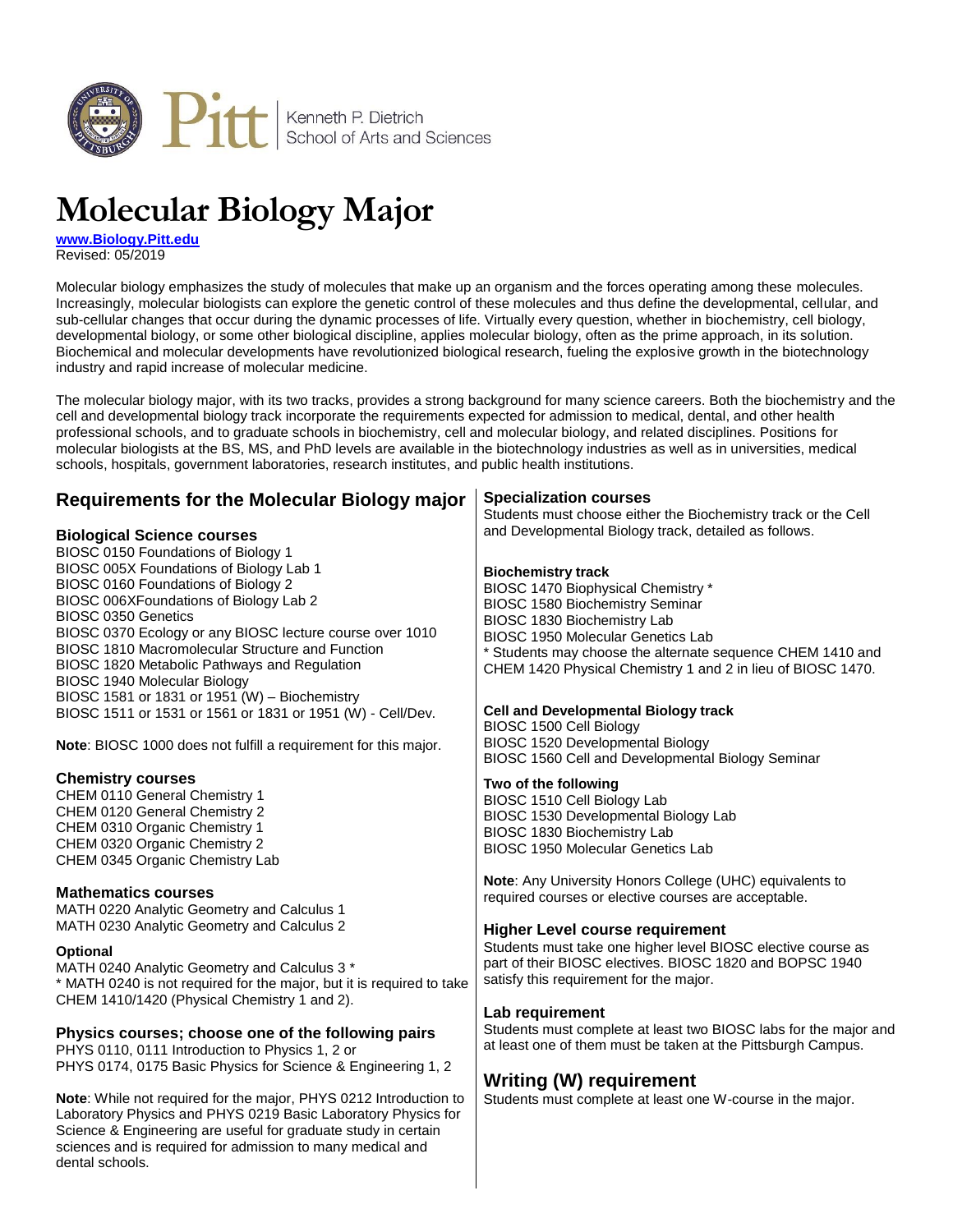Kenneth P. Dietrich School of Arts and Sciences

# Molecular Biology Major

[www.Biology.Pitt.edu](http://www.Biology.Pitt.edu)
Revised: 05/2019

Molecular biology emphasizes the study of molecules that make up an organism and the forces operating among these molecules. Increasingly, molecular biologists can explore the genetic control of these molecules and thus define the developmental, cellular, and sub-cellular changes that occur during the dynamic processes of life. Virtually every question, whether in biochemistry, cell biology, developmental biology, or some other biological discipline, applies molecular biology, often as the prime approach, in its solution. Biochemical and molecular developments have revolutionized biological research, fueling the explosive growth in the biotechnology industry and rapid increase of molecular medicine.

The molecular biology major, with its two tracks, provides a strong background for many science careers. Both the biochemistry and the cell and developmental biology track incorporate the requirements expected for admission to medical, dental, and other health professional schools, and to graduate schools in biochemistry, cell and molecular biology, and related disciplines. Positions for molecular biologists at the BS, MS, and PhD levels are available in the biotechnology industries as well as in universities, medical schools, hospitals, government laboratories, research institutes, and public health institutions.

## Requirements for the Molecular Biology major

### Biological Science courses

BIOSC 0150 Foundations of Biology 1
BIOSC 005X Foundations of Biology Lab 1
BIOSC 0160 Foundations of Biology 2
BIOSC 006XFoundations of Biology Lab 2
BIOSC 0350 Genetics
BIOSC 0370 Ecology or any BIOSC lecture course over 1010
BIOSC 1810 Macromolecular Structure and Function
BIOSC 1820 Metabolic Pathways and Regulation
BIOSC 1940 Molecular Biology
BIOSC 1581 or 1831 or 1951 (W) – Biochemistry
BIOSC 1511 or 1531 or 1561 or 1831 or 1951 (W) - Cell/Dev.

**Note**: BIOSC 1000 does not fulfill a requirement for this major.

### Chemistry courses

CHEM 0110 General Chemistry 1
CHEM 0120 General Chemistry 2
CHEM 0310 Organic Chemistry 1
CHEM 0320 Organic Chemistry 2
CHEM 0345 Organic Chemistry Lab

### Mathematics courses

MATH 0220 Analytic Geometry and Calculus 1
MATH 0230 Analytic Geometry and Calculus 2

**Optional**

MATH 0240 Analytic Geometry and Calculus 3 *
* MATH 0240 is not required for the major, but it is required to take CHEM 1410/1420 (Physical Chemistry 1 and 2).

### Physics courses; choose one of the following pairs

PHYS 0110, 0111 Introduction to Physics 1, 2 or
PHYS 0174, 0175 Basic Physics for Science & Engineering 1, 2

**Note**: While not required for the major, PHYS 0212 Introduction to Laboratory Physics and PHYS 0219 Basic Laboratory Physics for Science & Engineering are useful for graduate study in certain sciences and is required for admission to many medical and dental schools.

### Specialization courses

Students must choose either the Biochemistry track or the Cell and Developmental Biology track, detailed as follows.

**Biochemistry track**

BIOSC 1470 Biophysical Chemistry *
BIOSC 1580 Biochemistry Seminar
BIOSC 1830 Biochemistry Lab
BIOSC 1950 Molecular Genetics Lab
* Students may choose the alternate sequence CHEM 1410 and CHEM 1420 Physical Chemistry 1 and 2 in lieu of BIOSC 1470.

**Cell and Developmental Biology track**

BIOSC 1500 Cell Biology
BIOSC 1520 Developmental Biology
BIOSC 1560 Cell and Developmental Biology Seminar

**Two of the following**

BIOSC 1510 Cell Biology Lab
BIOSC 1530 Developmental Biology Lab
BIOSC 1830 Biochemistry Lab
BIOSC 1950 Molecular Genetics Lab

**Note**: Any University Honors College (UHC) equivalents to required courses or elective courses are acceptable.

### Higher Level course requirement

Students must take one higher level BIOSC elective course as part of their BIOSC electives. BIOSC 1820 and BOPSC 1940 satisfy this requirement for the major.

### Lab requirement

Students must complete at least two BIOSC labs for the major and at least one of them must be taken at the Pittsburgh Campus.

## Writing (W) requirement

Students must complete at least one W-course in the major.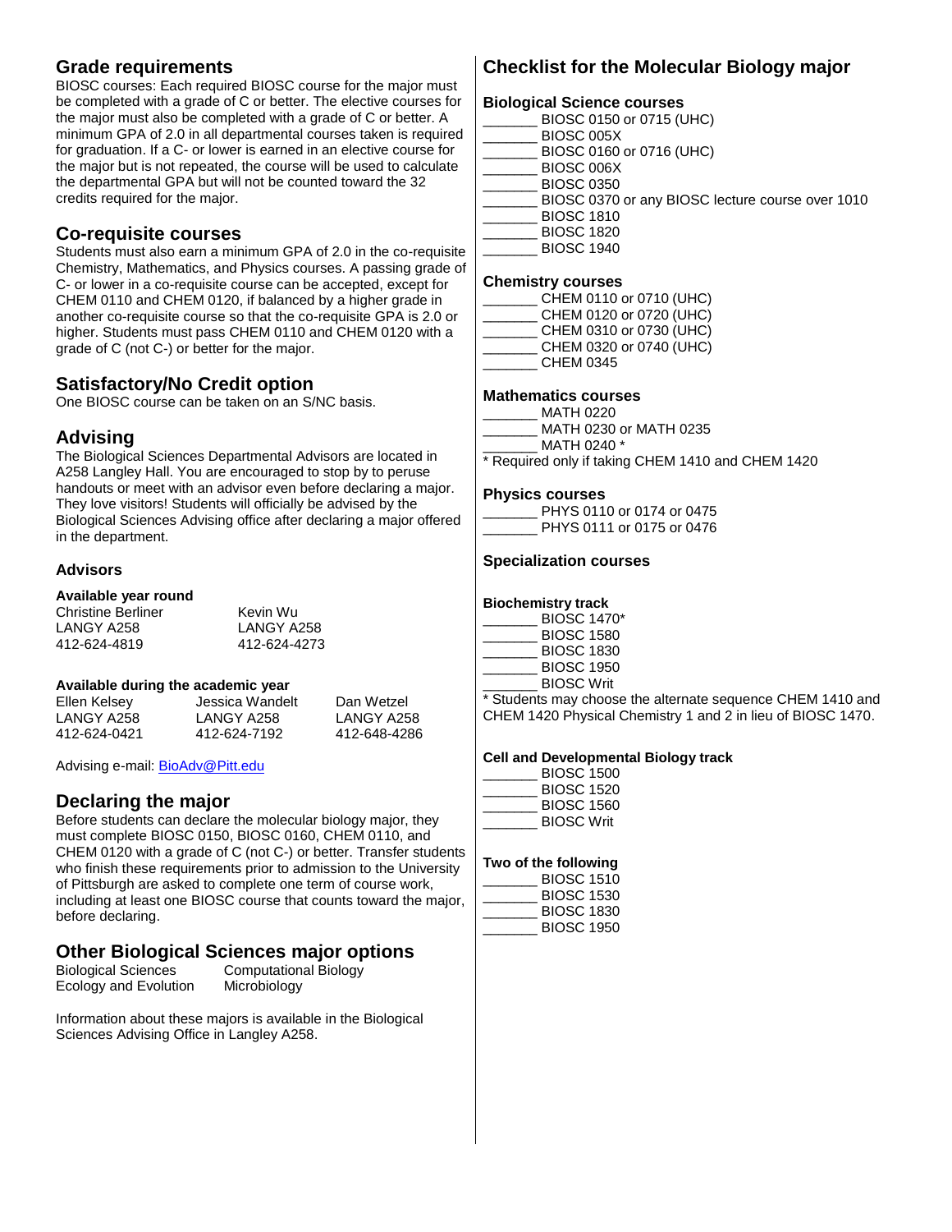## Grade requirements

BIOSC courses: Each required BIOSC course for the major must be completed with a grade of C or better. The elective courses for the major must also be completed with a grade of C or better. A minimum GPA of 2.0 in all departmental courses taken is required for graduation. If a C- or lower is earned in an elective course for the major but is not repeated, the course will be used to calculate the departmental GPA but will not be counted toward the 32 credits required for the major.

## Co-requisite courses

Students must also earn a minimum GPA of 2.0 in the co-requisite Chemistry, Mathematics, and Physics courses. A passing grade of C- or lower in a co-requisite course can be accepted, except for CHEM 0110 and CHEM 0120, if balanced by a higher grade in another co-requisite course so that the co-requisite GPA is 2.0 or higher. Students must pass CHEM 0110 and CHEM 0120 with a grade of C (not C-) or better for the major.

## Satisfactory/No Credit option

One BIOSC course can be taken on an S/NC basis.

## Advising

The Biological Sciences Departmental Advisors are located in A258 Langley Hall. You are encouraged to stop by to peruse handouts or meet with an advisor even before declaring a major. They love visitors! Students will officially be advised by the Biological Sciences Advising office after declaring a major offered in the department.

### Advisors

**Available year round**

| | |
|---|---|
| Christine Berliner | Kevin Wu |
| LANGY A258 | LANGY A258 |
| 412-624-4819 | 412-624-4273 |

**Available during the academic year**

| | | |
|---|---|---|
| Ellen Kelsey | Jessica Wandelt | Dan Wetzel |
| LANGY A258 | LANGY A258 | LANGY A258 |
| 412-624-0421 | 412-624-7192 | 412-648-4286 |

Advising e-mail: BioAdv@Pitt.edu

## Declaring the major

Before students can declare the molecular biology major, they must complete BIOSC 0150, BIOSC 0160, CHEM 0110, and CHEM 0120 with a grade of C (not C-) or better. Transfer students who finish these requirements prior to admission to the University of Pittsburgh are asked to complete one term of course work, including at least one BIOSC course that counts toward the major, before declaring.

## Other Biological Sciences major options

| | |
|---|---|
| Biological Sciences | Computational Biology |
| Ecology and Evolution | Microbiology |

Information about these majors is available in the Biological Sciences Advising Office in Langley A258.

## Checklist for the Molecular Biology major

### Biological Science courses

_______ BIOSC 0150 or 0715 (UHC)
_______ BIOSC 005X
_______ BIOSC 0160 or 0716 (UHC)
_______ BIOSC 006X
_______ BIOSC 0350
_______ BIOSC 0370 or any BIOSC lecture course over 1010
_______ BIOSC 1810
_______ BIOSC 1820
_______ BIOSC 1940

### Chemistry courses

_______ CHEM 0110 or 0710 (UHC)
_______ CHEM 0120 or 0720 (UHC)
_______ CHEM 0310 or 0730 (UHC)
_______ CHEM 0320 or 0740 (UHC)
_______ CHEM 0345

### Mathematics courses

_______ MATH 0220
_______ MATH 0230 or MATH 0235
_______ MATH 0240 *

* Required only if taking CHEM 1410 and CHEM 1420

### Physics courses

_______ PHYS 0110 or 0174 or 0475
_______ PHYS 0111 or 0175 or 0476

### Specialization courses

**Biochemistry track**

_______ BIOSC 1470*
_______ BIOSC 1580
_______ BIOSC 1830
_______ BIOSC 1950
_______ BIOSC Writ

* Students may choose the alternate sequence CHEM 1410 and CHEM 1420 Physical Chemistry 1 and 2 in lieu of BIOSC 1470.

**Cell and Developmental Biology track**

_______ BIOSC 1500
_______ BIOSC 1520
_______ BIOSC 1560
_______ BIOSC Writ

**Two of the following**

_______ BIOSC 1510
_______ BIOSC 1530
_______ BIOSC 1830
_______ BIOSC 1950